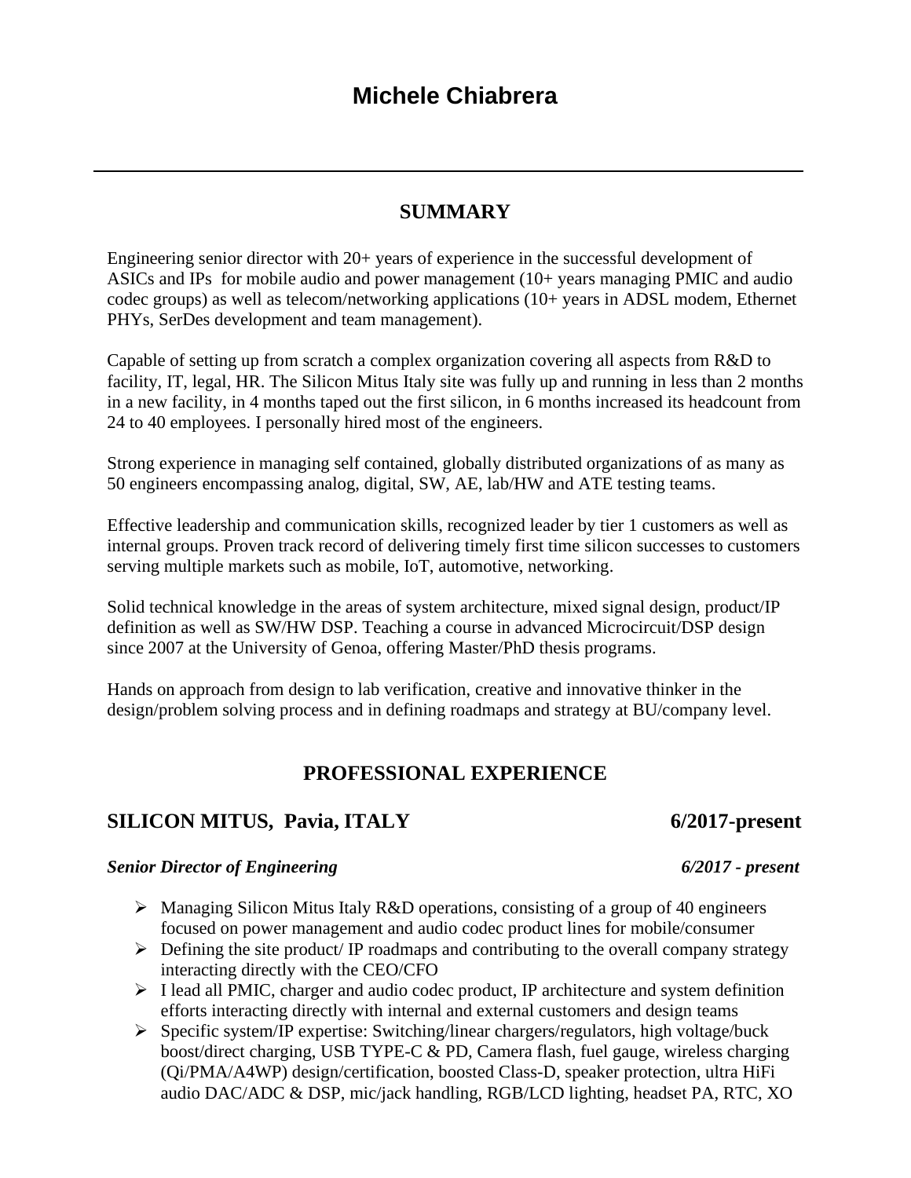# Michele Chiabrera

---

## SUMMARY

Engineering senior director with 20+ years of experience in the successful development of ASICs and IPs for mobile audio and power management (10+ years managing PMIC and audio codec groups) as well as telecom/networking applications (10+ years in ADSL modem, Ethernet PHYs, SerDes development and team management).

Capable of setting up from scratch a complex organization covering all aspects from R&D to facility, IT, legal, HR. The Silicon Mitus Italy site was fully up and running in less than 2 months in a new facility, in 4 months taped out the first silicon, in 6 months increased its headcount from 24 to 40 employees. I personally hired most of the engineers.

Strong experience in managing self contained, globally distributed organizations of as many as 50 engineers encompassing analog, digital, SW, AE, lab/HW and ATE testing teams.

Effective leadership and communication skills, recognized leader by tier 1 customers as well as internal groups. Proven track record of delivering timely first time silicon successes to customers serving multiple markets such as mobile, IoT, automotive, networking.

Solid technical knowledge in the areas of system architecture, mixed signal design, product/IP definition as well as SW/HW DSP. Teaching a course in advanced Microcircuit/DSP design since 2007 at the University of Genoa, offering Master/PhD thesis programs.

Hands on approach from design to lab verification, creative and innovative thinker in the design/problem solving process and in defining roadmaps and strategy at BU/company level.

## PROFESSIONAL EXPERIENCE

### SILICON MITUS, Pavia, ITALY — 6/2017-present

***Senior Director of Engineering*** — ***6/2017 - present***

- Managing Silicon Mitus Italy R&D operations, consisting of a group of 40 engineers focused on power management and audio codec product lines for mobile/consumer
- Defining the site product/ IP roadmaps and contributing to the overall company strategy interacting directly with the CEO/CFO
- I lead all PMIC, charger and audio codec product, IP architecture and system definition efforts interacting directly with internal and external customers and design teams
- Specific system/IP expertise: Switching/linear chargers/regulators, high voltage/buck boost/direct charging, USB TYPE-C & PD, Camera flash, fuel gauge, wireless charging (Qi/PMA/A4WP) design/certification, boosted Class-D, speaker protection, ultra HiFi audio DAC/ADC & DSP, mic/jack handling, RGB/LCD lighting, headset PA, RTC, XO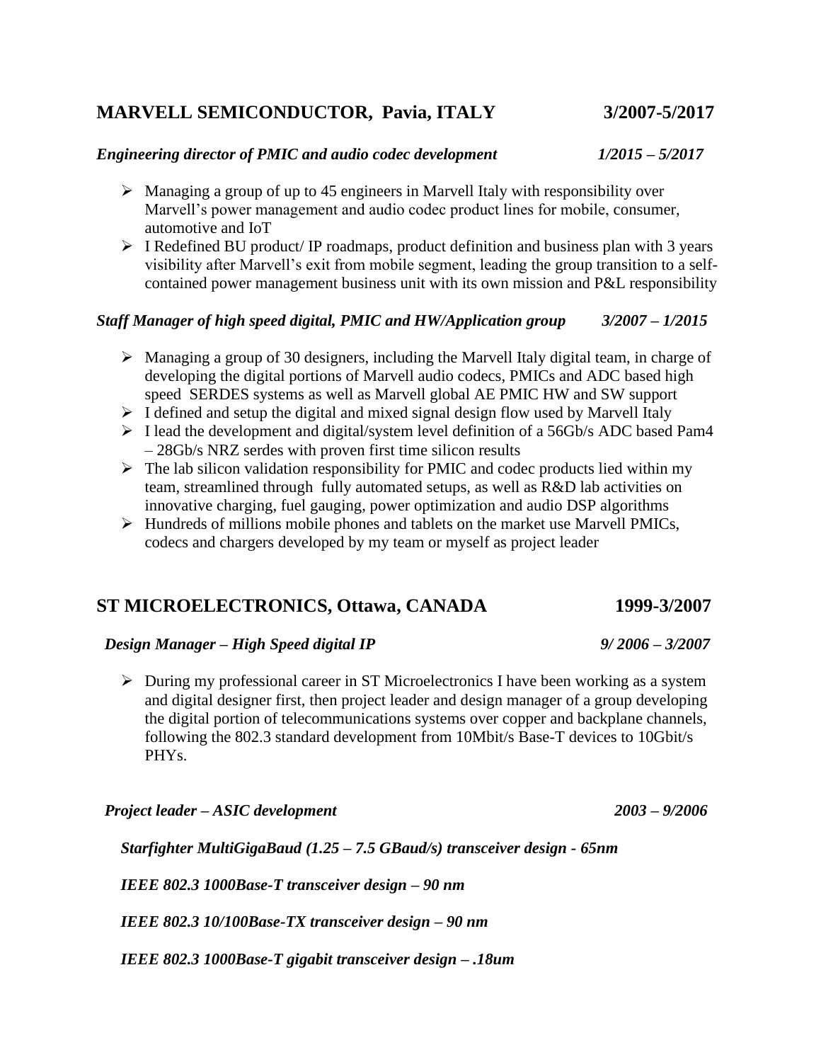## MARVELL SEMICONDUCTOR, Pavia, ITALY 3/2007-5/2017

***Engineering director of PMIC and audio codec development 1/2015 – 5/2017***

- Managing a group of up to 45 engineers in Marvell Italy with responsibility over Marvell's power management and audio codec product lines for mobile, consumer, automotive and IoT
- I Redefined BU product/ IP roadmaps, product definition and business plan with 3 years visibility after Marvell's exit from mobile segment, leading the group transition to a self-contained power management business unit with its own mission and P&L responsibility

***Staff Manager of high speed digital, PMIC and HW/Application group 3/2007 – 1/2015***

- Managing a group of 30 designers, including the Marvell Italy digital team, in charge of developing the digital portions of Marvell audio codecs, PMICs and ADC based high speed SERDES systems as well as Marvell global AE PMIC HW and SW support
- I defined and setup the digital and mixed signal design flow used by Marvell Italy
- I lead the development and digital/system level definition of a 56Gb/s ADC based Pam4 – 28Gb/s NRZ serdes with proven first time silicon results
- The lab silicon validation responsibility for PMIC and codec products lied within my team, streamlined through fully automated setups, as well as R&D lab activities on innovative charging, fuel gauging, power optimization and audio DSP algorithms
- Hundreds of millions mobile phones and tablets on the market use Marvell PMICs, codecs and chargers developed by my team or myself as project leader

## ST MICROELECTRONICS, Ottawa, CANADA 1999-3/2007

***Design Manager – High Speed digital IP 9/ 2006 – 3/2007***

- During my professional career in ST Microelectronics I have been working as a system and digital designer first, then project leader and design manager of a group developing the digital portion of telecommunications systems over copper and backplane channels, following the 802.3 standard development from 10Mbit/s Base-T devices to 10Gbit/s PHYs.

***Project leader – ASIC development 2003 – 9/2006***

***Starfighter MultiGigaBaud (1.25 – 7.5 GBaud/s) transceiver design - 65nm***

***IEEE 802.3 1000Base-T transceiver design – 90 nm***

***IEEE 802.3 10/100Base-TX transceiver design – 90 nm***

***IEEE 802.3 1000Base-T gigabit transceiver design – .18um***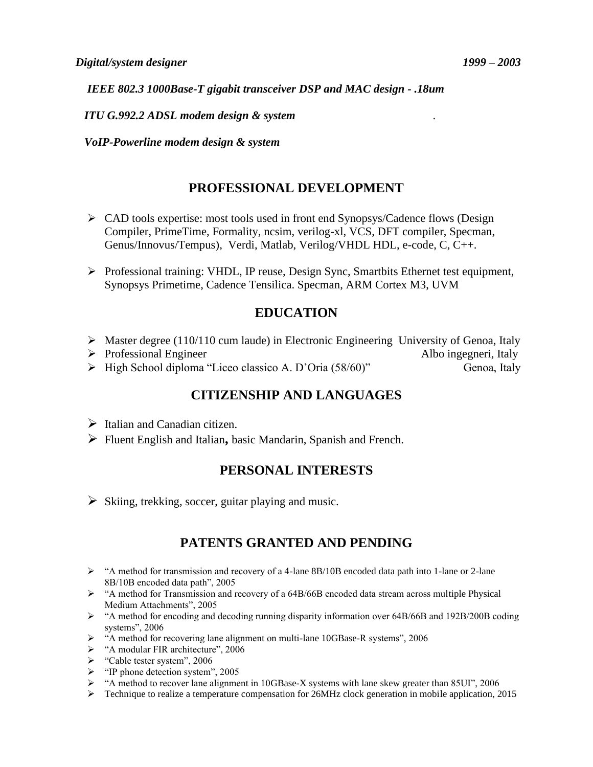***Digital/system designer*** ***1999 – 2003***

***IEEE 802.3 1000Base-T gigabit transceiver DSP and MAC design - .18um***

***ITU G.992.2 ADSL modem design & system*** .

***VoIP-Powerline modem design & system***

## PROFESSIONAL DEVELOPMENT

- CAD tools expertise: most tools used in front end Synopsys/Cadence flows (Design Compiler, PrimeTime, Formality, ncsim, verilog-xl, VCS, DFT compiler, Specman, Genus/Innovus/Tempus), Verdi, Matlab, Verilog/VHDL HDL, e-code, C, C++.
- Professional training: VHDL, IP reuse, Design Sync, Smartbits Ethernet test equipment, Synopsys Primetime, Cadence Tensilica. Specman, ARM Cortex M3, UVM

## EDUCATION

- Master degree (110/110 cum laude) in Electronic Engineering University of Genoa, Italy
- Professional Engineer Albo ingegneri, Italy
- High School diploma "Liceo classico A. D'Oria (58/60)" Genoa, Italy

## CITIZENSHIP AND LANGUAGES

- Italian and Canadian citizen.
- Fluent English and Italian**,** basic Mandarin, Spanish and French.

## PERSONAL INTERESTS

- Skiing, trekking, soccer, guitar playing and music.

## PATENTS GRANTED AND PENDING

- "A method for transmission and recovery of a 4-lane 8B/10B encoded data path into 1-lane or 2-lane 8B/10B encoded data path", 2005
- "A method for Transmission and recovery of a 64B/66B encoded data stream across multiple Physical Medium Attachments", 2005
- "A method for encoding and decoding running disparity information over 64B/66B and 192B/200B coding systems", 2006
- "A method for recovering lane alignment on multi-lane 10GBase-R systems", 2006
- "A modular FIR architecture", 2006
- "Cable tester system", 2006
- "IP phone detection system", 2005
- "A method to recover lane alignment in 10GBase-X systems with lane skew greater than 85UI", 2006
- Technique to realize a temperature compensation for 26MHz clock generation in mobile application, 2015